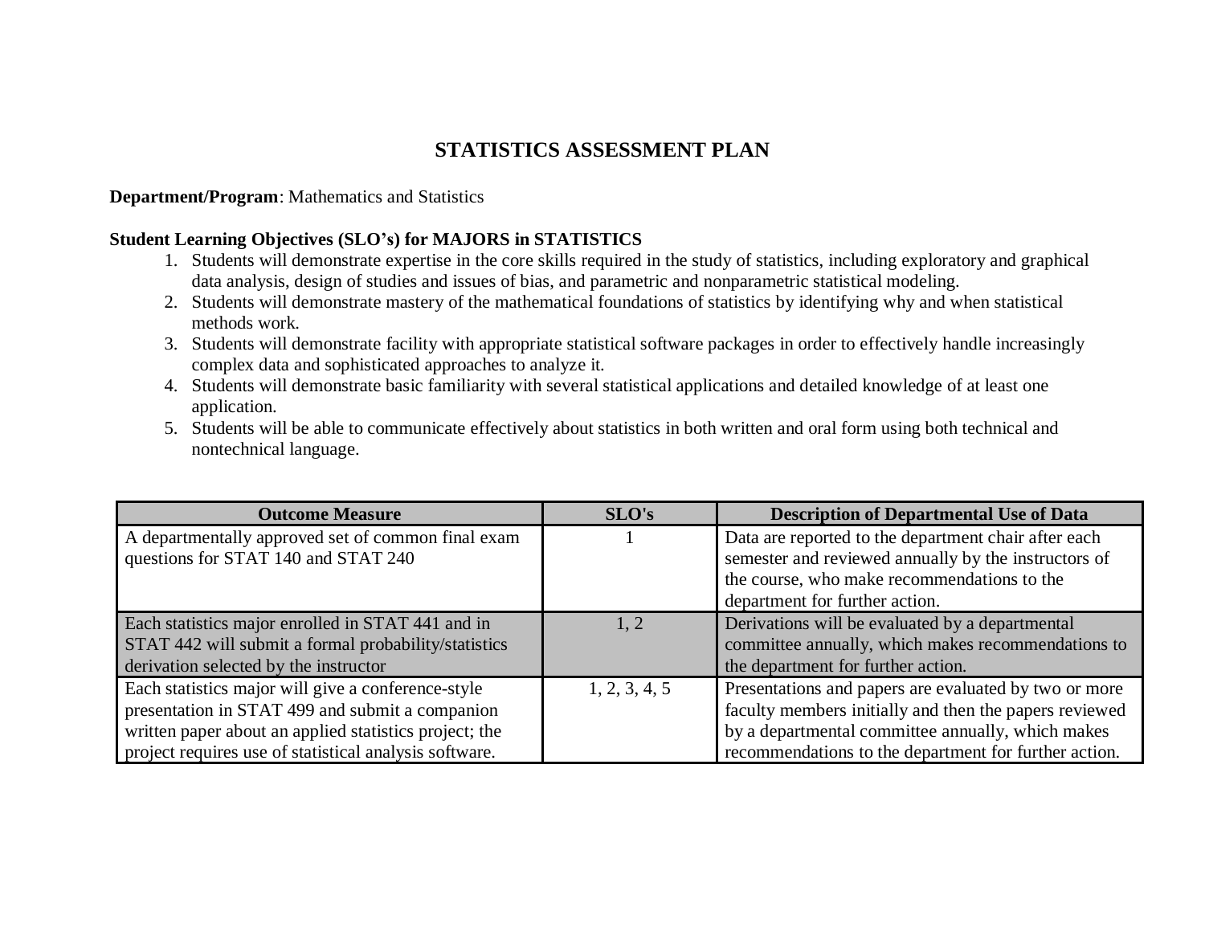# STATISTICS ASSESSMENT PLAN

**Department/Program**: Mathematics and Statistics

**Student Learning Objectives (SLO's) for MAJORS in STATISTICS**

1. Students will demonstrate expertise in the core skills required in the study of statistics, including exploratory and graphical data analysis, design of studies and issues of bias, and parametric and nonparametric statistical modeling.
2. Students will demonstrate mastery of the mathematical foundations of statistics by identifying why and when statistical methods work.
3. Students will demonstrate facility with appropriate statistical software packages in order to effectively handle increasingly complex data and sophisticated approaches to analyze it.
4. Students will demonstrate basic familiarity with several statistical applications and detailed knowledge of at least one application.
5. Students will be able to communicate effectively about statistics in both written and oral form using both technical and nontechnical language.

| Outcome Measure | SLO's | Description of Departmental Use of Data |
|---|---|---|
| A departmentally approved set of common final exam questions for STAT 140 and STAT 240 | 1 | Data are reported to the department chair after each semester and reviewed annually by the instructors of the course, who make recommendations to the department for further action. |
| Each statistics major enrolled in STAT 441 and in STAT 442 will submit a formal probability/statistics derivation selected by the instructor | 1, 2 | Derivations will be evaluated by a departmental committee annually, which makes recommendations to the department for further action. |
| Each statistics major will give a conference-style presentation in STAT 499 and submit a companion written paper about an applied statistics project; the project requires use of statistical analysis software. | 1, 2, 3, 4, 5 | Presentations and papers are evaluated by two or more faculty members initially and then the papers reviewed by a departmental committee annually, which makes recommendations to the department for further action. |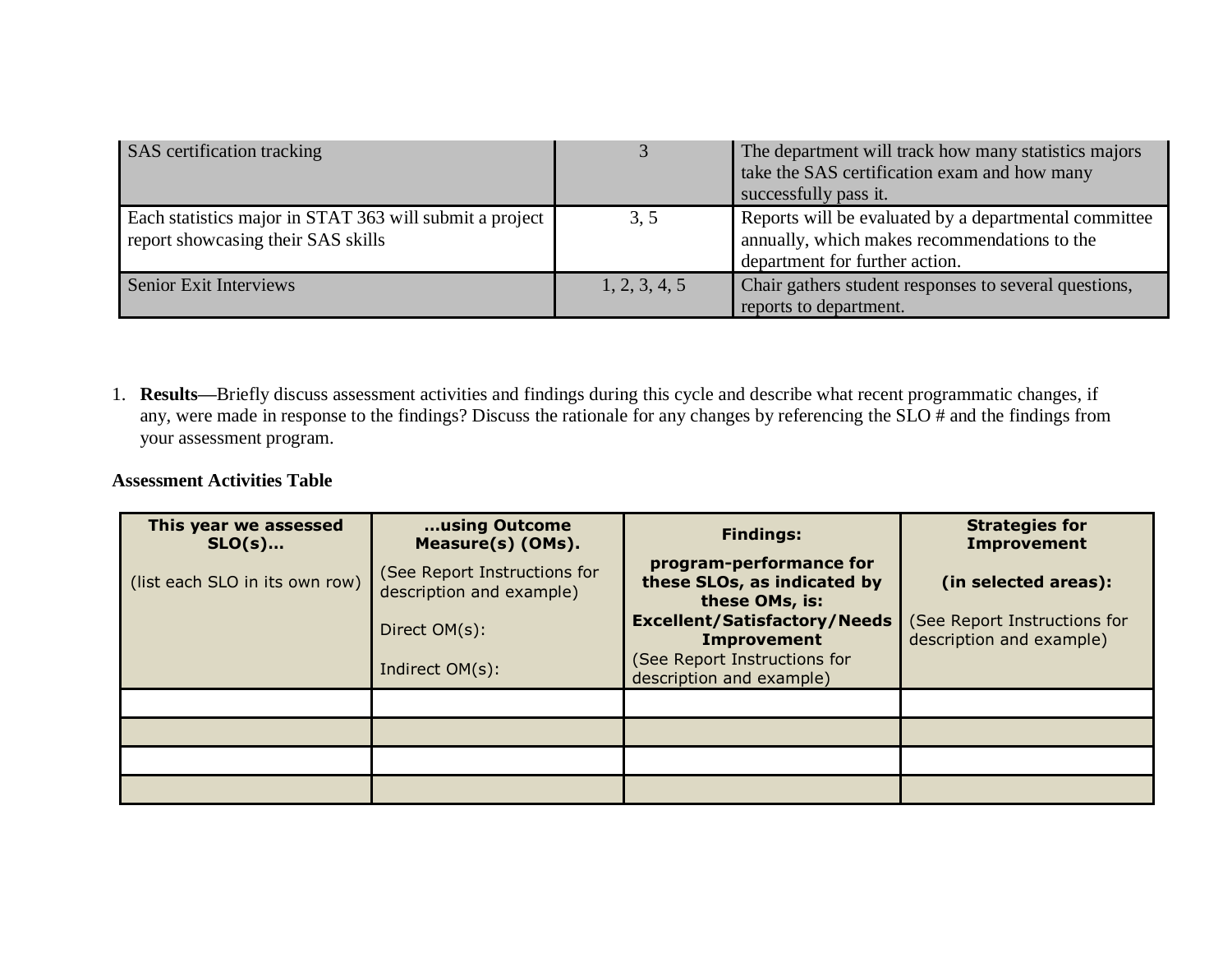| | | |
|---|---|---|
| SAS certification tracking | 3 | The department will track how many statistics majors take the SAS certification exam and how many successfully pass it. |
| Each statistics major in STAT 363 will submit a project report showcasing their SAS skills | 3, 5 | Reports will be evaluated by a departmental committee annually, which makes recommendations to the department for further action. |
| Senior Exit Interviews | 1, 2, 3, 4, 5 | Chair gathers student responses to several questions, reports to department. |

1. **Results—**Briefly discuss assessment activities and findings during this cycle and describe what recent programmatic changes, if any, were made in response to the findings? Discuss the rationale for any changes by referencing the SLO # and the findings from your assessment program.

**Assessment Activities Table**

| **This year we assessed SLO(s)…**<br><br>(list each SLO in its own row) | **…using Outcome Measure(s) (OMs).**<br><br>(See Report Instructions for description and example)<br><br>Direct OM(s):<br><br>Indirect OM(s): | **Findings:**<br><br>**program-performance for these SLOs, as indicated by these OMs, is:**<br>**Excellent/Satisfactory/Needs Improvement**<br>(See Report Instructions for description and example) | **Strategies for Improvement**<br><br>**(in selected areas):**<br><br>(See Report Instructions for description and example) |
|---|---|---|---|
| | | | |
| | | | |
| | | | |
| | | | |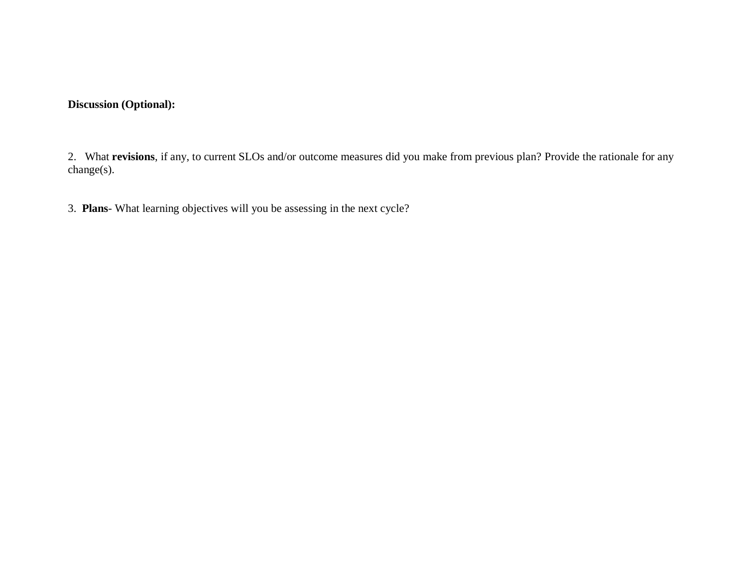**Discussion (Optional):**

2. What **revisions**, if any, to current SLOs and/or outcome measures did you make from previous plan? Provide the rationale for any change(s).

3. **Plans**- What learning objectives will you be assessing in the next cycle?